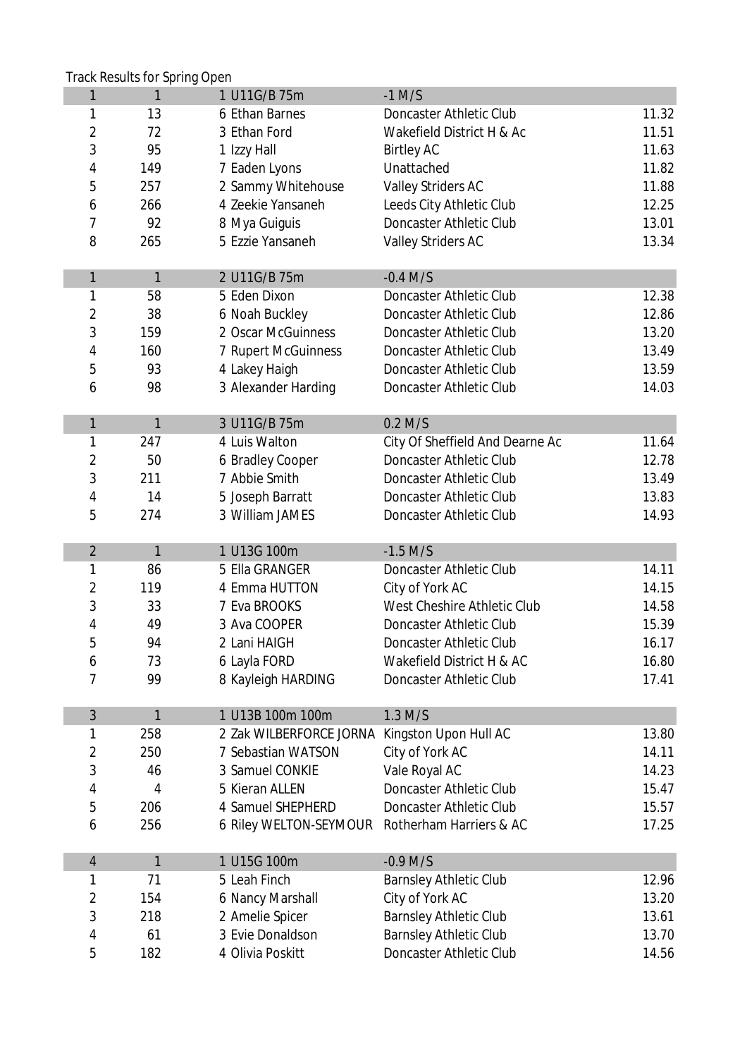Track Results for Spring Open

| | | | | |
|---|---|---|---|---|
| 1 | 1 | 1 U11G/B 75m | -1 M/S | |
| 1 | 13 | 6 Ethan Barnes | Doncaster Athletic Club | 11.32 |
| 2 | 72 | 3 Ethan Ford | Wakefield District H & Ac | 11.51 |
| 3 | 95 | 1 Izzy Hall | Birtley AC | 11.63 |
| 4 | 149 | 7 Eaden Lyons | Unattached | 11.82 |
| 5 | 257 | 2 Sammy Whitehouse | Valley Striders AC | 11.88 |
| 6 | 266 | 4 Zeekie Yansaneh | Leeds City Athletic Club | 12.25 |
| 7 | 92 | 8 Mya Guiguis | Doncaster Athletic Club | 13.01 |
| 8 | 265 | 5 Ezzie Yansaneh | Valley Striders AC | 13.34 |
| | | | | |
| 1 | 1 | 2 U11G/B 75m | -0.4 M/S | |
| 1 | 58 | 5 Eden Dixon | Doncaster Athletic Club | 12.38 |
| 2 | 38 | 6 Noah Buckley | Doncaster Athletic Club | 12.86 |
| 3 | 159 | 2 Oscar McGuinness | Doncaster Athletic Club | 13.20 |
| 4 | 160 | 7 Rupert McGuinness | Doncaster Athletic Club | 13.49 |
| 5 | 93 | 4 Lakey Haigh | Doncaster Athletic Club | 13.59 |
| 6 | 98 | 3 Alexander Harding | Doncaster Athletic Club | 14.03 |
| | | | | |
| 1 | 1 | 3 U11G/B 75m | 0.2 M/S | |
| 1 | 247 | 4 Luis Walton | City Of Sheffield And Dearne Ac | 11.64 |
| 2 | 50 | 6 Bradley Cooper | Doncaster Athletic Club | 12.78 |
| 3 | 211 | 7 Abbie Smith | Doncaster Athletic Club | 13.49 |
| 4 | 14 | 5 Joseph Barratt | Doncaster Athletic Club | 13.83 |
| 5 | 274 | 3 William JAMES | Doncaster Athletic Club | 14.93 |
| | | | | |
| 2 | 1 | 1 U13G 100m | -1.5 M/S | |
| 1 | 86 | 5 Ella GRANGER | Doncaster Athletic Club | 14.11 |
| 2 | 119 | 4 Emma HUTTON | City of York AC | 14.15 |
| 3 | 33 | 7 Eva BROOKS | West Cheshire Athletic Club | 14.58 |
| 4 | 49 | 3 Ava COOPER | Doncaster Athletic Club | 15.39 |
| 5 | 94 | 2 Lani HAIGH | Doncaster Athletic Club | 16.17 |
| 6 | 73 | 6 Layla FORD | Wakefield District H & AC | 16.80 |
| 7 | 99 | 8 Kayleigh HARDING | Doncaster Athletic Club | 17.41 |
| | | | | |
| 3 | 1 | 1 U13B 100m 100m | 1.3 M/S | |
| 1 | 258 | 2 Zak WILBERFORCE JORNA | Kingston Upon Hull AC | 13.80 |
| 2 | 250 | 7 Sebastian WATSON | City of York AC | 14.11 |
| 3 | 46 | 3 Samuel CONKIE | Vale Royal AC | 14.23 |
| 4 | 4 | 5 Kieran ALLEN | Doncaster Athletic Club | 15.47 |
| 5 | 206 | 4 Samuel SHEPHERD | Doncaster Athletic Club | 15.57 |
| 6 | 256 | 6 Riley WELTON-SEYMOUR | Rotherham Harriers & AC | 17.25 |
| | | | | |
| 4 | 1 | 1 U15G 100m | -0.9 M/S | |
| 1 | 71 | 5 Leah Finch | Barnsley Athletic Club | 12.96 |
| 2 | 154 | 6 Nancy Marshall | City of York AC | 13.20 |
| 3 | 218 | 2 Amelie Spicer | Barnsley Athletic Club | 13.61 |
| 4 | 61 | 3 Evie Donaldson | Barnsley Athletic Club | 13.70 |
| 5 | 182 | 4 Olivia Poskitt | Doncaster Athletic Club | 14.56 |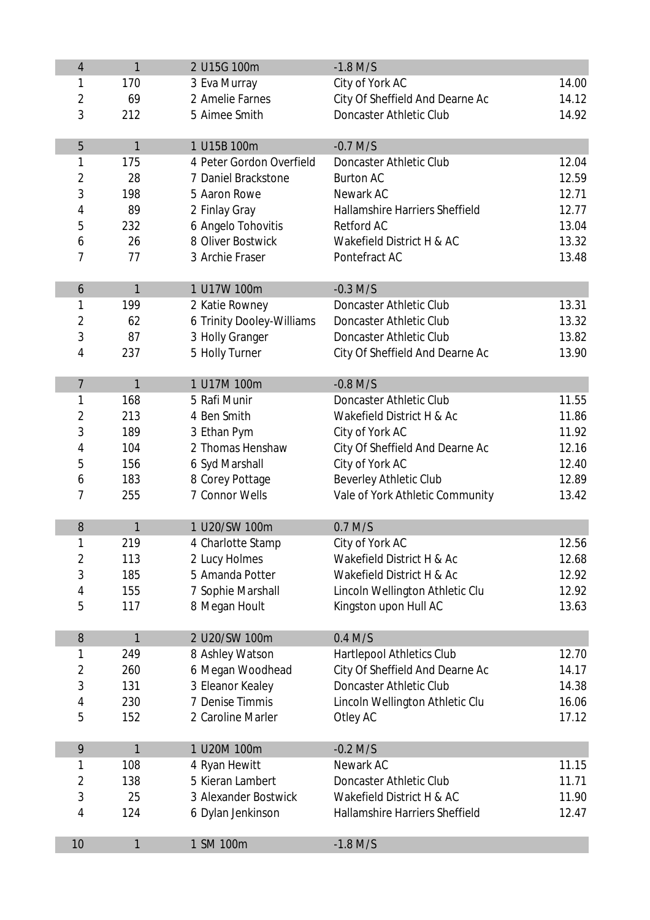| | | | | |
|---|---|---|---|---|
| 4 | 1 | 2 U15G 100m | -1.8 M/S | |
| 1 | 170 | 3 Eva Murray | City of York AC | 14.00 |
| 2 | 69 | 2 Amelie Farnes | City Of Sheffield And Dearne Ac | 14.12 |
| 3 | 212 | 5 Aimee Smith | Doncaster Athletic Club | 14.92 |
| | | | | |
| 5 | 1 | 1 U15B 100m | -0.7 M/S | |
| 1 | 175 | 4 Peter Gordon Overfield | Doncaster Athletic Club | 12.04 |
| 2 | 28 | 7 Daniel Brackstone | Burton AC | 12.59 |
| 3 | 198 | 5 Aaron Rowe | Newark AC | 12.71 |
| 4 | 89 | 2 Finlay Gray | Hallamshire Harriers Sheffield | 12.77 |
| 5 | 232 | 6 Angelo Tohovitis | Retford AC | 13.04 |
| 6 | 26 | 8 Oliver Bostwick | Wakefield District H & AC | 13.32 |
| 7 | 77 | 3 Archie Fraser | Pontefract AC | 13.48 |
| | | | | |
| 6 | 1 | 1 U17W 100m | -0.3 M/S | |
| 1 | 199 | 2 Katie Rowney | Doncaster Athletic Club | 13.31 |
| 2 | 62 | 6 Trinity Dooley-Williams | Doncaster Athletic Club | 13.32 |
| 3 | 87 | 3 Holly Granger | Doncaster Athletic Club | 13.82 |
| 4 | 237 | 5 Holly Turner | City Of Sheffield And Dearne Ac | 13.90 |
| | | | | |
| 7 | 1 | 1 U17M 100m | -0.8 M/S | |
| 1 | 168 | 5 Rafi Munir | Doncaster Athletic Club | 11.55 |
| 2 | 213 | 4 Ben Smith | Wakefield District H & Ac | 11.86 |
| 3 | 189 | 3 Ethan Pym | City of York AC | 11.92 |
| 4 | 104 | 2 Thomas Henshaw | City Of Sheffield And Dearne Ac | 12.16 |
| 5 | 156 | 6 Syd Marshall | City of York AC | 12.40 |
| 6 | 183 | 8 Corey Pottage | Beverley Athletic Club | 12.89 |
| 7 | 255 | 7 Connor Wells | Vale of York Athletic Community | 13.42 |
| | | | | |
| 8 | 1 | 1 U20/SW 100m | 0.7 M/S | |
| 1 | 219 | 4 Charlotte Stamp | City of York AC | 12.56 |
| 2 | 113 | 2 Lucy Holmes | Wakefield District H & Ac | 12.68 |
| 3 | 185 | 5 Amanda Potter | Wakefield District H & Ac | 12.92 |
| 4 | 155 | 7 Sophie Marshall | Lincoln Wellington Athletic Clu | 12.92 |
| 5 | 117 | 8 Megan Hoult | Kingston upon Hull AC | 13.63 |
| | | | | |
| 8 | 1 | 2 U20/SW 100m | 0.4 M/S | |
| 1 | 249 | 8 Ashley Watson | Hartlepool Athletics Club | 12.70 |
| 2 | 260 | 6 Megan Woodhead | City Of Sheffield And Dearne Ac | 14.17 |
| 3 | 131 | 3 Eleanor Kealey | Doncaster Athletic Club | 14.38 |
| 4 | 230 | 7 Denise Timmis | Lincoln Wellington Athletic Clu | 16.06 |
| 5 | 152 | 2 Caroline Marler | Otley AC | 17.12 |
| | | | | |
| 9 | 1 | 1 U20M 100m | -0.2 M/S | |
| 1 | 108 | 4 Ryan Hewitt | Newark AC | 11.15 |
| 2 | 138 | 5 Kieran Lambert | Doncaster Athletic Club | 11.71 |
| 3 | 25 | 3 Alexander Bostwick | Wakefield District H & AC | 11.90 |
| 4 | 124 | 6 Dylan Jenkinson | Hallamshire Harriers Sheffield | 12.47 |
| | | | | |
| 10 | 1 | 1 SM 100m | -1.8 M/S | |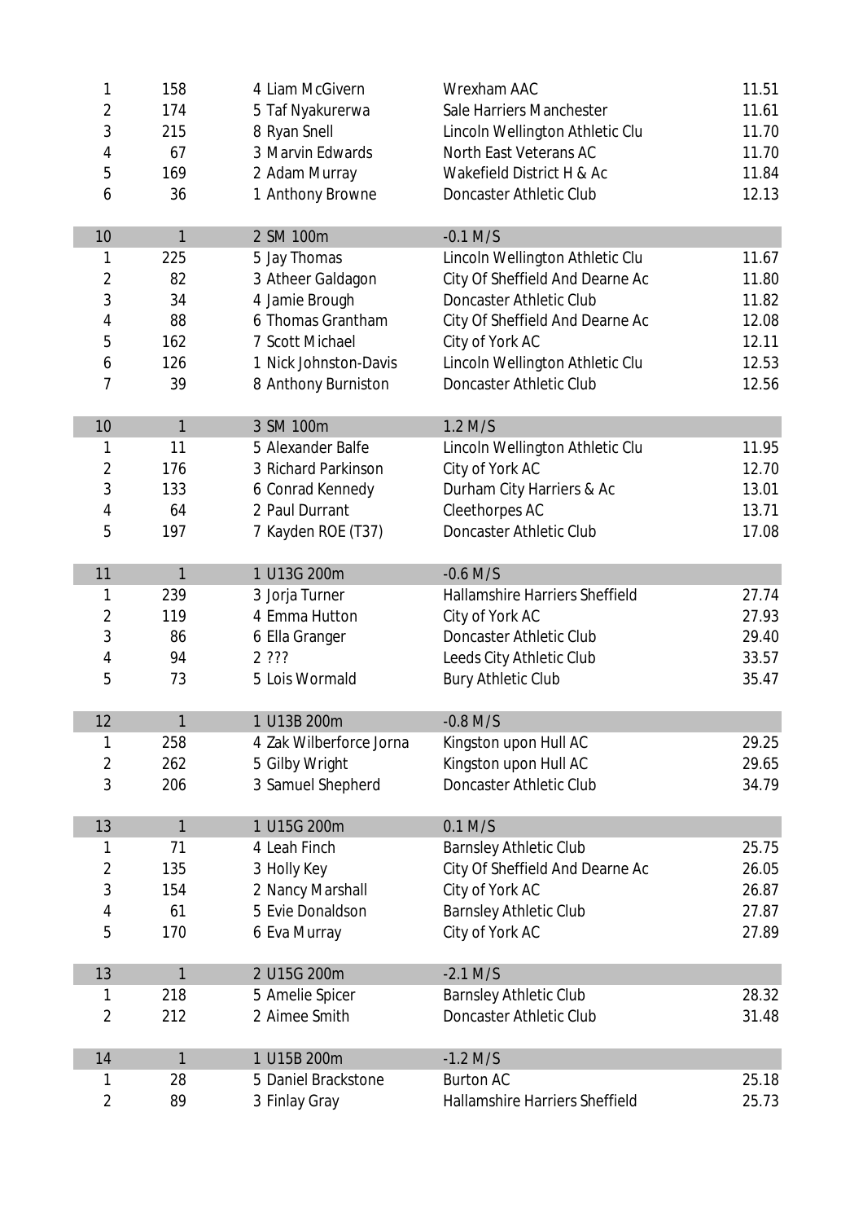| | | | | |
|---|---|---|---|---|
| 1 | 158 | 4 Liam McGivern | Wrexham AAC | 11.51 |
| 2 | 174 | 5 Taf Nyakurerwa | Sale Harriers Manchester | 11.61 |
| 3 | 215 | 8 Ryan Snell | Lincoln Wellington Athletic Clu | 11.70 |
| 4 | 67 | 3 Marvin Edwards | North East Veterans AC | 11.70 |
| 5 | 169 | 2 Adam Murray | Wakefield District H & Ac | 11.84 |
| 6 | 36 | 1 Anthony Browne | Doncaster Athletic Club | 12.13 |
| | | | | |
| 10 | 1 | 2 SM 100m | -0.1 M/S | |
| 1 | 225 | 5 Jay Thomas | Lincoln Wellington Athletic Clu | 11.67 |
| 2 | 82 | 3 Atheer Galdagon | City Of Sheffield And Dearne Ac | 11.80 |
| 3 | 34 | 4 Jamie Brough | Doncaster Athletic Club | 11.82 |
| 4 | 88 | 6 Thomas Grantham | City Of Sheffield And Dearne Ac | 12.08 |
| 5 | 162 | 7 Scott Michael | City of York AC | 12.11 |
| 6 | 126 | 1 Nick Johnston-Davis | Lincoln Wellington Athletic Clu | 12.53 |
| 7 | 39 | 8 Anthony Burniston | Doncaster Athletic Club | 12.56 |
| | | | | |
| 10 | 1 | 3 SM 100m | 1.2 M/S | |
| 1 | 11 | 5 Alexander Balfe | Lincoln Wellington Athletic Clu | 11.95 |
| 2 | 176 | 3 Richard Parkinson | City of York AC | 12.70 |
| 3 | 133 | 6 Conrad Kennedy | Durham City Harriers & Ac | 13.01 |
| 4 | 64 | 2 Paul Durrant | Cleethorpes AC | 13.71 |
| 5 | 197 | 7 Kayden ROE (T37) | Doncaster Athletic Club | 17.08 |
| | | | | |
| 11 | 1 | 1 U13G 200m | -0.6 M/S | |
| 1 | 239 | 3 Jorja Turner | Hallamshire Harriers Sheffield | 27.74 |
| 2 | 119 | 4 Emma Hutton | City of York AC | 27.93 |
| 3 | 86 | 6 Ella Granger | Doncaster Athletic Club | 29.40 |
| 4 | 94 | 2 ??? | Leeds City Athletic Club | 33.57 |
| 5 | 73 | 5 Lois Wormald | Bury Athletic Club | 35.47 |
| | | | | |
| 12 | 1 | 1 U13B 200m | -0.8 M/S | |
| 1 | 258 | 4 Zak Wilberforce Jorna | Kingston upon Hull AC | 29.25 |
| 2 | 262 | 5 Gilby Wright | Kingston upon Hull AC | 29.65 |
| 3 | 206 | 3 Samuel Shepherd | Doncaster Athletic Club | 34.79 |
| | | | | |
| 13 | 1 | 1 U15G 200m | 0.1 M/S | |
| 1 | 71 | 4 Leah Finch | Barnsley Athletic Club | 25.75 |
| 2 | 135 | 3 Holly Key | City Of Sheffield And Dearne Ac | 26.05 |
| 3 | 154 | 2 Nancy Marshall | City of York AC | 26.87 |
| 4 | 61 | 5 Evie Donaldson | Barnsley Athletic Club | 27.87 |
| 5 | 170 | 6 Eva Murray | City of York AC | 27.89 |
| | | | | |
| 13 | 1 | 2 U15G 200m | -2.1 M/S | |
| 1 | 218 | 5 Amelie Spicer | Barnsley Athletic Club | 28.32 |
| 2 | 212 | 2 Aimee Smith | Doncaster Athletic Club | 31.48 |
| | | | | |
| 14 | 1 | 1 U15B 200m | -1.2 M/S | |
| 1 | 28 | 5 Daniel Brackstone | Burton AC | 25.18 |
| 2 | 89 | 3 Finlay Gray | Hallamshire Harriers Sheffield | 25.73 |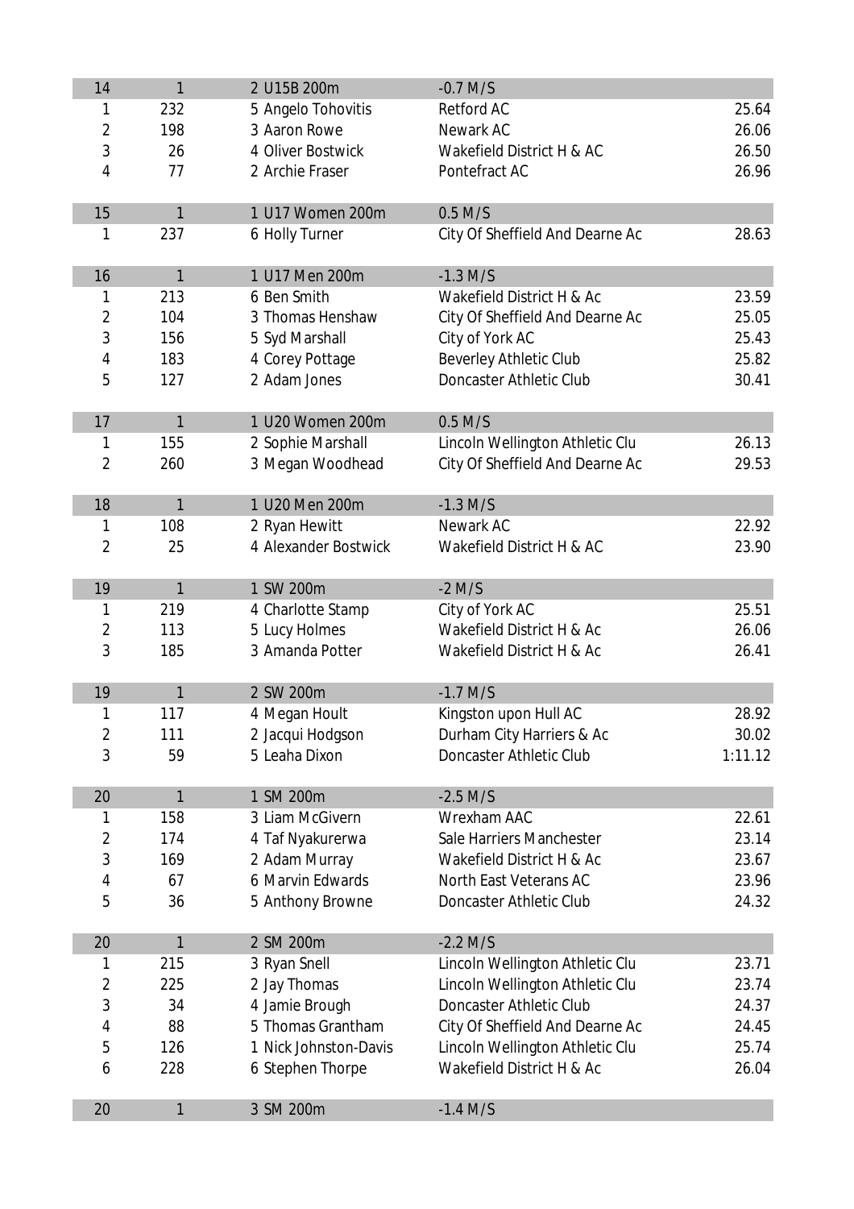| | | | | |
|---|---|---|---|---|
| 14 | 1 | 2 U15B 200m | -0.7 M/S | |
| 1 | 232 | 5 Angelo Tohovitis | Retford AC | 25.64 |
| 2 | 198 | 3 Aaron Rowe | Newark AC | 26.06 |
| 3 | 26 | 4 Oliver Bostwick | Wakefield District H & AC | 26.50 |
| 4 | 77 | 2 Archie Fraser | Pontefract AC | 26.96 |
| 15 | 1 | 1 U17 Women 200m | 0.5 M/S | |
| 1 | 237 | 6 Holly Turner | City Of Sheffield And Dearne Ac | 28.63 |
| 16 | 1 | 1 U17 Men 200m | -1.3 M/S | |
| 1 | 213 | 6 Ben Smith | Wakefield District H & Ac | 23.59 |
| 2 | 104 | 3 Thomas Henshaw | City Of Sheffield And Dearne Ac | 25.05 |
| 3 | 156 | 5 Syd Marshall | City of York AC | 25.43 |
| 4 | 183 | 4 Corey Pottage | Beverley Athletic Club | 25.82 |
| 5 | 127 | 2 Adam Jones | Doncaster Athletic Club | 30.41 |
| 17 | 1 | 1 U20 Women 200m | 0.5 M/S | |
| 1 | 155 | 2 Sophie Marshall | Lincoln Wellington Athletic Clu | 26.13 |
| 2 | 260 | 3 Megan Woodhead | City Of Sheffield And Dearne Ac | 29.53 |
| 18 | 1 | 1 U20 Men 200m | -1.3 M/S | |
| 1 | 108 | 2 Ryan Hewitt | Newark AC | 22.92 |
| 2 | 25 | 4 Alexander Bostwick | Wakefield District H & AC | 23.90 |
| 19 | 1 | 1 SW 200m | -2 M/S | |
| 1 | 219 | 4 Charlotte Stamp | City of York AC | 25.51 |
| 2 | 113 | 5 Lucy Holmes | Wakefield District H & Ac | 26.06 |
| 3 | 185 | 3 Amanda Potter | Wakefield District H & Ac | 26.41 |
| 19 | 1 | 2 SW 200m | -1.7 M/S | |
| 1 | 117 | 4 Megan Hoult | Kingston upon Hull AC | 28.92 |
| 2 | 111 | 2 Jacqui Hodgson | Durham City Harriers & Ac | 30.02 |
| 3 | 59 | 5 Leaha Dixon | Doncaster Athletic Club | 1:11.12 |
| 20 | 1 | 1 SM 200m | -2.5 M/S | |
| 1 | 158 | 3 Liam McGivern | Wrexham AAC | 22.61 |
| 2 | 174 | 4 Taf Nyakurerwa | Sale Harriers Manchester | 23.14 |
| 3 | 169 | 2 Adam Murray | Wakefield District H & Ac | 23.67 |
| 4 | 67 | 6 Marvin Edwards | North East Veterans AC | 23.96 |
| 5 | 36 | 5 Anthony Browne | Doncaster Athletic Club | 24.32 |
| 20 | 1 | 2 SM 200m | -2.2 M/S | |
| 1 | 215 | 3 Ryan Snell | Lincoln Wellington Athletic Clu | 23.71 |
| 2 | 225 | 2 Jay Thomas | Lincoln Wellington Athletic Clu | 23.74 |
| 3 | 34 | 4 Jamie Brough | Doncaster Athletic Club | 24.37 |
| 4 | 88 | 5 Thomas Grantham | City Of Sheffield And Dearne Ac | 24.45 |
| 5 | 126 | 1 Nick Johnston-Davis | Lincoln Wellington Athletic Clu | 25.74 |
| 6 | 228 | 6 Stephen Thorpe | Wakefield District H & Ac | 26.04 |
| 20 | 1 | 3 SM 200m | -1.4 M/S | |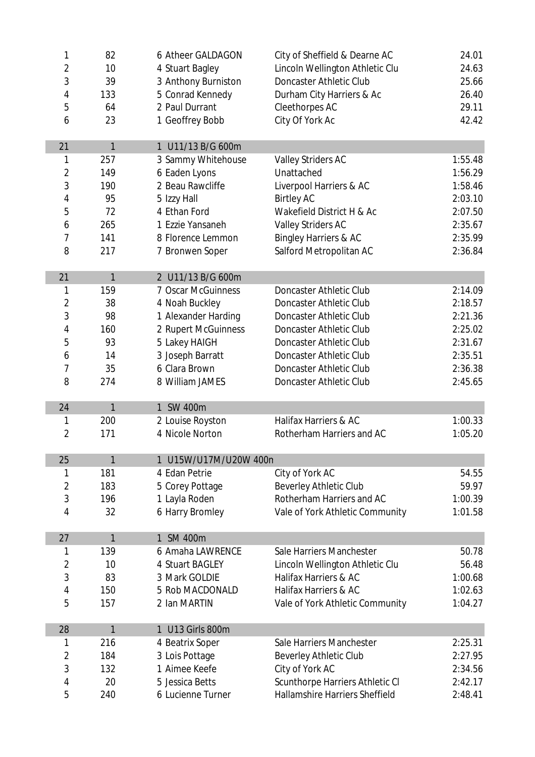| | | | | |
|---|---|---|---|---|
| 1 | 82 | 6 Atheer GALDAGON | City of Sheffield & Dearne AC | 24.01 |
| 2 | 10 | 4 Stuart Bagley | Lincoln Wellington Athletic Clu | 24.63 |
| 3 | 39 | 3 Anthony Burniston | Doncaster Athletic Club | 25.66 |
| 4 | 133 | 5 Conrad Kennedy | Durham City Harriers & Ac | 26.40 |
| 5 | 64 | 2 Paul Durrant | Cleethorpes AC | 29.11 |
| 6 | 23 | 1 Geoffrey Bobb | City Of York Ac | 42.42 |

| 21 | 1 | 1 U11/13 B/G 600m | | |
|---|---|---|---|---|
| 1 | 257 | 3 Sammy Whitehouse | Valley Striders AC | 1:55.48 |
| 2 | 149 | 6 Eaden Lyons | Unattached | 1:56.29 |
| 3 | 190 | 2 Beau Rawcliffe | Liverpool Harriers & AC | 1:58.46 |
| 4 | 95 | 5 Izzy Hall | Birtley AC | 2:03.10 |
| 5 | 72 | 4 Ethan Ford | Wakefield District H & Ac | 2:07.50 |
| 6 | 265 | 1 Ezzie Yansaneh | Valley Striders AC | 2:35.67 |
| 7 | 141 | 8 Florence Lemmon | Bingley Harriers & AC | 2:35.99 |
| 8 | 217 | 7 Bronwen Soper | Salford Metropolitan AC | 2:36.84 |

| 21 | 1 | 2 U11/13 B/G 600m | | |
|---|---|---|---|---|
| 1 | 159 | 7 Oscar McGuinness | Doncaster Athletic Club | 2:14.09 |
| 2 | 38 | 4 Noah Buckley | Doncaster Athletic Club | 2:18.57 |
| 3 | 98 | 1 Alexander Harding | Doncaster Athletic Club | 2:21.36 |
| 4 | 160 | 2 Rupert McGuinness | Doncaster Athletic Club | 2:25.02 |
| 5 | 93 | 5 Lakey HAIGH | Doncaster Athletic Club | 2:31.67 |
| 6 | 14 | 3 Joseph Barratt | Doncaster Athletic Club | 2:35.51 |
| 7 | 35 | 6 Clara Brown | Doncaster Athletic Club | 2:36.38 |
| 8 | 274 | 8 William JAMES | Doncaster Athletic Club | 2:45.65 |

| 24 | 1 | 1 SW 400m | | |
|---|---|---|---|---|
| 1 | 200 | 2 Louise Royston | Halifax Harriers & AC | 1:00.33 |
| 2 | 171 | 4 Nicole Norton | Rotherham Harriers and AC | 1:05.20 |

| 25 | 1 | 1 U15W/U17M/U20W 400n | | |
|---|---|---|---|---|
| 1 | 181 | 4 Edan Petrie | City of York AC | 54.55 |
| 2 | 183 | 5 Corey Pottage | Beverley Athletic Club | 59.97 |
| 3 | 196 | 1 Layla Roden | Rotherham Harriers and AC | 1:00.39 |
| 4 | 32 | 6 Harry Bromley | Vale of York Athletic Community | 1:01.58 |

| 27 | 1 | 1 SM 400m | | |
|---|---|---|---|---|
| 1 | 139 | 6 Amaha LAWRENCE | Sale Harriers Manchester | 50.78 |
| 2 | 10 | 4 Stuart BAGLEY | Lincoln Wellington Athletic Clu | 56.48 |
| 3 | 83 | 3 Mark GOLDIE | Halifax Harriers & AC | 1:00.68 |
| 4 | 150 | 5 Rob MACDONALD | Halifax Harriers & AC | 1:02.63 |
| 5 | 157 | 2 Ian MARTIN | Vale of York Athletic Community | 1:04.27 |

| 28 | 1 | 1 U13 Girls 800m | | |
|---|---|---|---|---|
| 1 | 216 | 4 Beatrix Soper | Sale Harriers Manchester | 2:25.31 |
| 2 | 184 | 3 Lois Pottage | Beverley Athletic Club | 2:27.95 |
| 3 | 132 | 1 Aimee Keefe | City of York AC | 2:34.56 |
| 4 | 20 | 5 Jessica Betts | Scunthorpe Harriers Athletic Cl | 2:42.17 |
| 5 | 240 | 6 Lucienne Turner | Hallamshire Harriers Sheffield | 2:48.41 |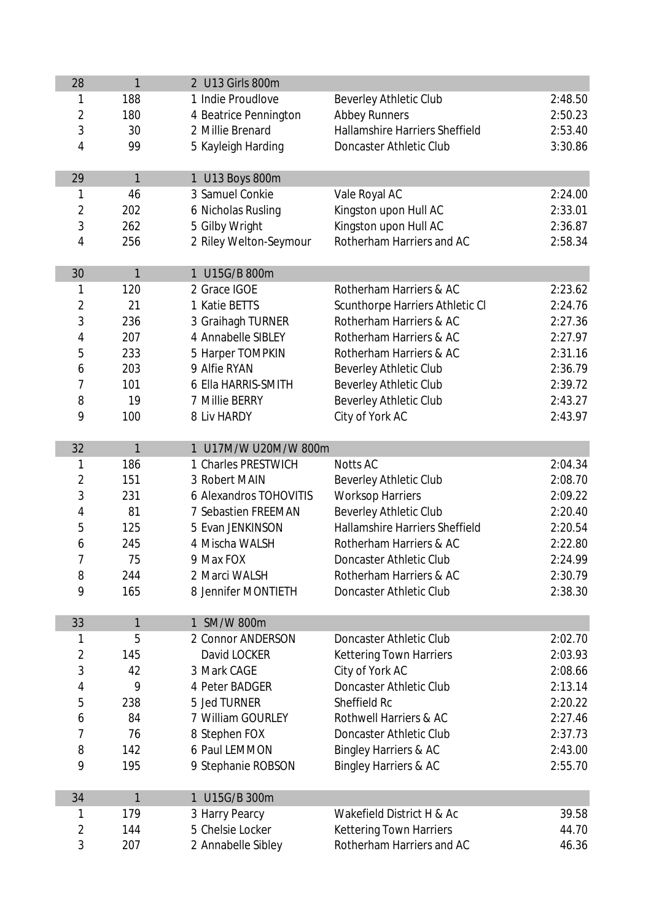| 28 | 1 | 2 U13 Girls 800m | | |
|---|---|---|---|---|
| 1 | 188 | 1 Indie Proudlove | Beverley Athletic Club | 2:48.50 |
| 2 | 180 | 4 Beatrice Pennington | Abbey Runners | 2:50.23 |
| 3 | 30 | 2 Millie Brenard | Hallamshire Harriers Sheffield | 2:53.40 |
| 4 | 99 | 5 Kayleigh Harding | Doncaster Athletic Club | 3:30.86 |

| 29 | 1 | 1 U13 Boys 800m | | |
|---|---|---|---|---|
| 1 | 46 | 3 Samuel Conkie | Vale Royal AC | 2:24.00 |
| 2 | 202 | 6 Nicholas Rusling | Kingston upon Hull AC | 2:33.01 |
| 3 | 262 | 5 Gilby Wright | Kingston upon Hull AC | 2:36.87 |
| 4 | 256 | 2 Riley Welton-Seymour | Rotherham Harriers and AC | 2:58.34 |

| 30 | 1 | 1 U15G/B 800m | | |
|---|---|---|---|---|
| 1 | 120 | 2 Grace IGOE | Rotherham Harriers & AC | 2:23.62 |
| 2 | 21 | 1 Katie BETTS | Scunthorpe Harriers Athletic Cl | 2:24.76 |
| 3 | 236 | 3 Graihagh TURNER | Rotherham Harriers & AC | 2:27.36 |
| 4 | 207 | 4 Annabelle SIBLEY | Rotherham Harriers & AC | 2:27.97 |
| 5 | 233 | 5 Harper TOMPKIN | Rotherham Harriers & AC | 2:31.16 |
| 6 | 203 | 9 Alfie RYAN | Beverley Athletic Club | 2:36.79 |
| 7 | 101 | 6 Ella HARRIS-SMITH | Beverley Athletic Club | 2:39.72 |
| 8 | 19 | 7 Millie BERRY | Beverley Athletic Club | 2:43.27 |
| 9 | 100 | 8 Liv HARDY | City of York AC | 2:43.97 |

| 32 | 1 | 1 U17M/W U20M/W 800m | | |
|---|---|---|---|---|
| 1 | 186 | 1 Charles PRESTWICH | Notts AC | 2:04.34 |
| 2 | 151 | 3 Robert MAIN | Beverley Athletic Club | 2:08.70 |
| 3 | 231 | 6 Alexandros TOHOVITIS | Worksop Harriers | 2:09.22 |
| 4 | 81 | 7 Sebastien FREEMAN | Beverley Athletic Club | 2:20.40 |
| 5 | 125 | 5 Evan JENKINSON | Hallamshire Harriers Sheffield | 2:20.54 |
| 6 | 245 | 4 Mischa WALSH | Rotherham Harriers & AC | 2:22.80 |
| 7 | 75 | 9 Max FOX | Doncaster Athletic Club | 2:24.99 |
| 8 | 244 | 2 Marci WALSH | Rotherham Harriers & AC | 2:30.79 |
| 9 | 165 | 8 Jennifer MONTIETH | Doncaster Athletic Club | 2:38.30 |

| 33 | 1 | 1 SM/W 800m | | |
|---|---|---|---|---|
| 1 | 5 | 2 Connor ANDERSON | Doncaster Athletic Club | 2:02.70 |
| 2 | 145 | David LOCKER | Kettering Town Harriers | 2:03.93 |
| 3 | 42 | 3 Mark CAGE | City of York AC | 2:08.66 |
| 4 | 9 | 4 Peter BADGER | Doncaster Athletic Club | 2:13.14 |
| 5 | 238 | 5 Jed TURNER | Sheffield Rc | 2:20.22 |
| 6 | 84 | 7 William GOURLEY | Rothwell Harriers & AC | 2:27.46 |
| 7 | 76 | 8 Stephen FOX | Doncaster Athletic Club | 2:37.73 |
| 8 | 142 | 6 Paul LEMMON | Bingley Harriers & AC | 2:43.00 |
| 9 | 195 | 9 Stephanie ROBSON | Bingley Harriers & AC | 2:55.70 |

| 34 | 1 | 1 U15G/B 300m | | |
|---|---|---|---|---|
| 1 | 179 | 3 Harry Pearcy | Wakefield District H & Ac | 39.58 |
| 2 | 144 | 5 Chelsie Locker | Kettering Town Harriers | 44.70 |
| 3 | 207 | 2 Annabelle Sibley | Rotherham Harriers and AC | 46.36 |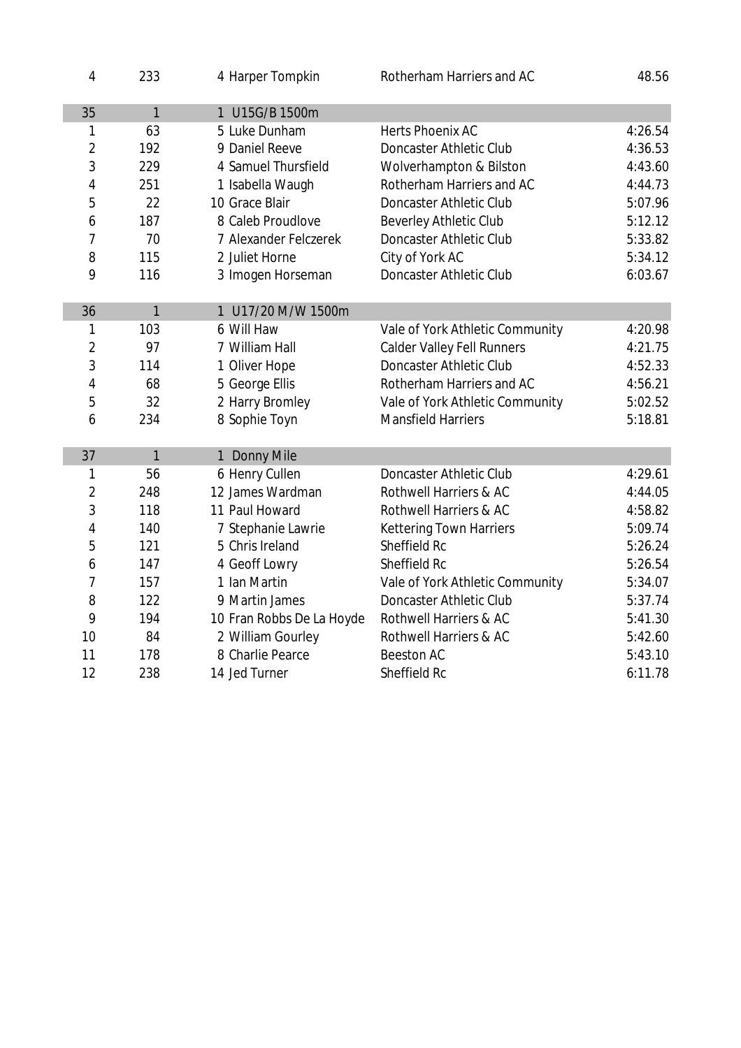| | | | | |
|---|---|---|---|---|
| 4 | 233 | 4 Harper Tompkin | Rotherham Harriers and AC | 48.56 |
| 35 | 1 | 1 U15G/B 1500m | | |
| 1 | 63 | 5 Luke Dunham | Herts Phoenix AC | 4:26.54 |
| 2 | 192 | 9 Daniel Reeve | Doncaster Athletic Club | 4:36.53 |
| 3 | 229 | 4 Samuel Thursfield | Wolverhampton & Bilston | 4:43.60 |
| 4 | 251 | 1 Isabella Waugh | Rotherham Harriers and AC | 4:44.73 |
| 5 | 22 | 10 Grace Blair | Doncaster Athletic Club | 5:07.96 |
| 6 | 187 | 8 Caleb Proudlove | Beverley Athletic Club | 5:12.12 |
| 7 | 70 | 7 Alexander Felczerek | Doncaster Athletic Club | 5:33.82 |
| 8 | 115 | 2 Juliet Horne | City of York AC | 5:34.12 |
| 9 | 116 | 3 Imogen Horseman | Doncaster Athletic Club | 6:03.67 |
| 36 | 1 | 1 U17/20 M/W 1500m | | |
| 1 | 103 | 6 Will Haw | Vale of York Athletic Community | 4:20.98 |
| 2 | 97 | 7 William Hall | Calder Valley Fell Runners | 4:21.75 |
| 3 | 114 | 1 Oliver Hope | Doncaster Athletic Club | 4:52.33 |
| 4 | 68 | 5 George Ellis | Rotherham Harriers and AC | 4:56.21 |
| 5 | 32 | 2 Harry Bromley | Vale of York Athletic Community | 5:02.52 |
| 6 | 234 | 8 Sophie Toyn | Mansfield Harriers | 5:18.81 |
| 37 | 1 | 1 Donny Mile | | |
| 1 | 56 | 6 Henry Cullen | Doncaster Athletic Club | 4:29.61 |
| 2 | 248 | 12 James Wardman | Rothwell Harriers & AC | 4:44.05 |
| 3 | 118 | 11 Paul Howard | Rothwell Harriers & AC | 4:58.82 |
| 4 | 140 | 7 Stephanie Lawrie | Kettering Town Harriers | 5:09.74 |
| 5 | 121 | 5 Chris Ireland | Sheffield Rc | 5:26.24 |
| 6 | 147 | 4 Geoff Lowry | Sheffield Rc | 5:26.54 |
| 7 | 157 | 1 Ian Martin | Vale of York Athletic Community | 5:34.07 |
| 8 | 122 | 9 Martin James | Doncaster Athletic Club | 5:37.74 |
| 9 | 194 | 10 Fran Robbs De La Hoyde | Rothwell Harriers & AC | 5:41.30 |
| 10 | 84 | 2 William Gourley | Rothwell Harriers & AC | 5:42.60 |
| 11 | 178 | 8 Charlie Pearce | Beeston AC | 5:43.10 |
| 12 | 238 | 14 Jed Turner | Sheffield Rc | 6:11.78 |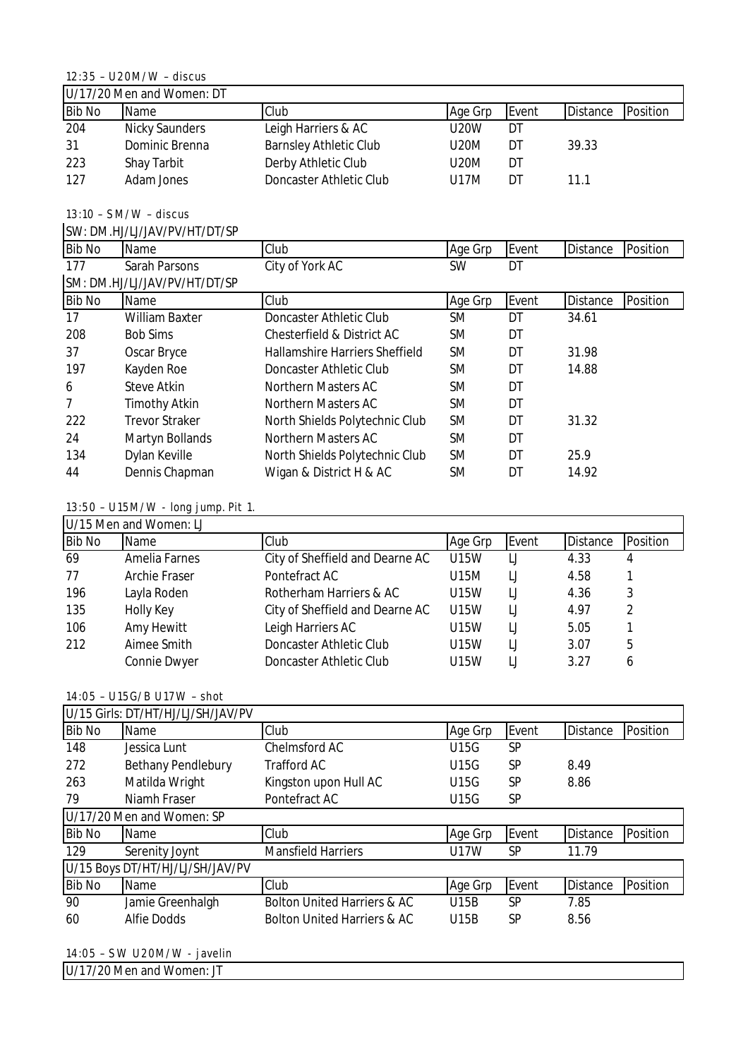12:35 – U20M/W – discus

| U/17/20 Men and Women: DT | | | | | | |
|---|---|---|---|---|---|---|
| Bib No | Name | Club | Age Grp | Event | Distance | Position |
| 204 | Nicky Saunders | Leigh Harriers & AC | U20W | DT | | |
| 31 | Dominic Brenna | Barnsley Athletic Club | U20M | DT | 39.33 | |
| 223 | Shay Tarbit | Derby Athletic Club | U20M | DT | | |
| 127 | Adam Jones | Doncaster Athletic Club | U17M | DT | 11.1 | |

13:10 – SM/W – discus

| SW: DM.HJ/LJ/JAV/PV/HT/DT/SP | | | | | | |
|---|---|---|---|---|---|---|
| Bib No | Name | Club | Age Grp | Event | Distance | Position |
| 177 | Sarah Parsons | City of York AC | SW | DT | | |
| SM: DM.HJ/LJ/JAV/PV/HT/DT/SP | | | | | | |
| Bib No | Name | Club | Age Grp | Event | Distance | Position |
| 17 | William Baxter | Doncaster Athletic Club | SM | DT | 34.61 | |
| 208 | Bob Sims | Chesterfield & District AC | SM | DT | | |
| 37 | Oscar Bryce | Hallamshire Harriers Sheffield | SM | DT | 31.98 | |
| 197 | Kayden Roe | Doncaster Athletic Club | SM | DT | 14.88 | |
| 6 | Steve Atkin | Northern Masters AC | SM | DT | | |
| 7 | Timothy Atkin | Northern Masters AC | SM | DT | | |
| 222 | Trevor Straker | North Shields Polytechnic Club | SM | DT | 31.32 | |
| 24 | Martyn Bollands | Northern Masters AC | SM | DT | | |
| 134 | Dylan Keville | North Shields Polytechnic Club | SM | DT | 25.9 | |
| 44 | Dennis Chapman | Wigan & District H & AC | SM | DT | 14.92 | |

13:50 – U15M/W - long jump. Pit 1.

| U/15 Men and Women: LJ | | | | | | |
|---|---|---|---|---|---|---|
| Bib No | Name | Club | Age Grp | Event | Distance | Position |
| 69 | Amelia Farnes | City of Sheffield and Dearne AC | U15W | LJ | 4.33 | 4 |
| 77 | Archie Fraser | Pontefract AC | U15M | LJ | 4.58 | 1 |
| 196 | Layla Roden | Rotherham Harriers & AC | U15W | LJ | 4.36 | 3 |
| 135 | Holly Key | City of Sheffield and Dearne AC | U15W | LJ | 4.97 | 2 |
| 106 | Amy Hewitt | Leigh Harriers AC | U15W | LJ | 5.05 | 1 |
| 212 | Aimee Smith | Doncaster Athletic Club | U15W | LJ | 3.07 | 5 |
| | Connie Dwyer | Doncaster Athletic Club | U15W | LJ | 3.27 | 6 |

14:05 – U15G/B U17W – shot

| U/15 Girls: DT/HT/HJ/LJ/SH/JAV/PV | | | | | | |
|---|---|---|---|---|---|---|
| Bib No | Name | Club | Age Grp | Event | Distance | Position |
| 148 | Jessica Lunt | Chelmsford AC | U15G | SP | | |
| 272 | Bethany Pendlebury | Trafford AC | U15G | SP | 8.49 | |
| 263 | Matilda Wright | Kingston upon Hull AC | U15G | SP | 8.86 | |
| 79 | Niamh Fraser | Pontefract AC | U15G | SP | | |
| U/17/20 Men and Women: SP | | | | | | |
| Bib No | Name | Club | Age Grp | Event | Distance | Position |
| 129 | Serenity Joynt | Mansfield Harriers | U17W | SP | 11.79 | |
| U/15 Boys DT/HT/HJ/LJ/SH/JAV/PV | | | | | | |
| Bib No | Name | Club | Age Grp | Event | Distance | Position |
| 90 | Jamie Greenhalgh | Bolton United Harriers & AC | U15B | SP | 7.85 | |
| 60 | Alfie Dodds | Bolton United Harriers & AC | U15B | SP | 8.56 | |

14:05 – SW U20M/W - javelin

| U/17/20 Men and Women: JT |
|---|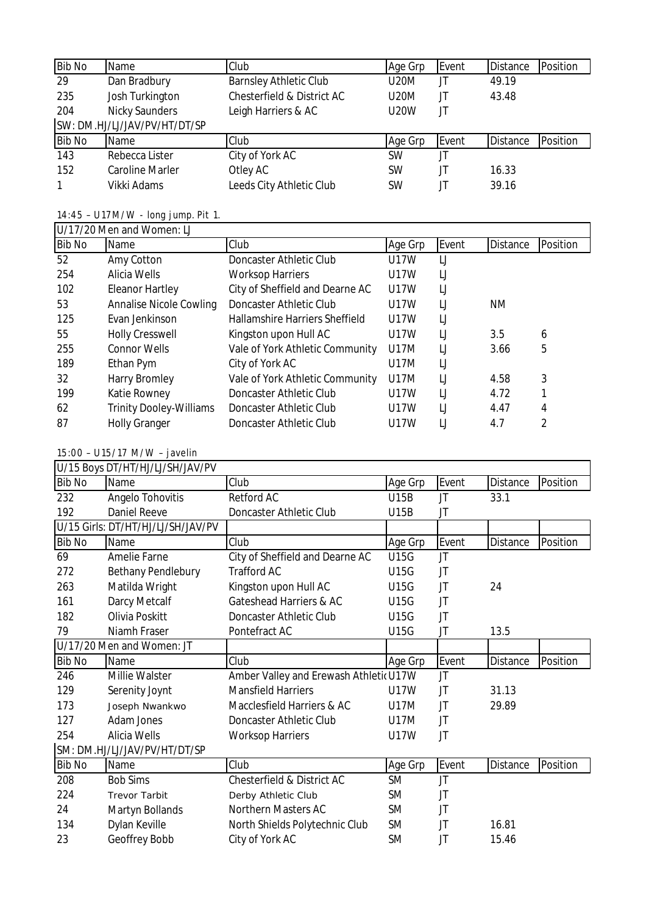| Bib No | Name | Club | Age Grp | Event | Distance | Position |
|---|---|---|---|---|---|---|
| 29 | Dan Bradbury | Barnsley Athletic Club | U20M | JT | 49.19 | |
| 235 | Josh Turkington | Chesterfield & District AC | U20M | JT | 43.48 | |
| 204 | Nicky Saunders | Leigh Harriers & AC | U20W | JT | | |

SW: DM.HJ/LJ/JAV/PV/HT/DT/SP

| Bib No | Name | Club | Age Grp | Event | Distance | Position |
|---|---|---|---|---|---|---|
| 143 | Rebecca Lister | City of York AC | SW | JT | | |
| 152 | Caroline Marler | Otley AC | SW | JT | 16.33 | |
| 1 | Vikki Adams | Leeds City Athletic Club | SW | JT | 39.16 | |

14:45 – U17M/W - long jump. Pit 1.

U/17/20 Men and Women: LJ

| Bib No | Name | Club | Age Grp | Event | Distance | Position |
|---|---|---|---|---|---|---|
| 52 | Amy Cotton | Doncaster Athletic Club | U17W | LJ | | |
| 254 | Alicia Wells | Worksop Harriers | U17W | LJ | | |
| 102 | Eleanor Hartley | City of Sheffield and Dearne AC | U17W | LJ | | |
| 53 | Annalise Nicole Cowling | Doncaster Athletic Club | U17W | LJ | NM | |
| 125 | Evan Jenkinson | Hallamshire Harriers Sheffield | U17W | LJ | | |
| 55 | Holly Cresswell | Kingston upon Hull AC | U17W | LJ | 3.5 | 6 |
| 255 | Connor Wells | Vale of York Athletic Community | U17M | LJ | 3.66 | 5 |
| 189 | Ethan Pym | City of York AC | U17M | LJ | | |
| 32 | Harry Bromley | Vale of York Athletic Community | U17M | LJ | 4.58 | 3 |
| 199 | Katie Rowney | Doncaster Athletic Club | U17W | LJ | 4.72 | 1 |
| 62 | Trinity Dooley-Williams | Doncaster Athletic Club | U17W | LJ | 4.47 | 4 |
| 87 | Holly Granger | Doncaster Athletic Club | U17W | LJ | 4.7 | 2 |

15:00 – U15/17 M/W – javelin

U/15 Boys DT/HT/HJ/LJ/SH/JAV/PV

| Bib No | Name | Club | Age Grp | Event | Distance | Position |
|---|---|---|---|---|---|---|
| 232 | Angelo Tohovitis | Retford AC | U15B | JT | 33.1 | |
| 192 | Daniel Reeve | Doncaster Athletic Club | U15B | JT | | |

U/15 Girls: DT/HT/HJ/LJ/SH/JAV/PV

| Bib No | Name | Club | Age Grp | Event | Distance | Position |
|---|---|---|---|---|---|---|
| 69 | Amelie Farne | City of Sheffield and Dearne AC | U15G | JT | | |
| 272 | Bethany Pendlebury | Trafford AC | U15G | JT | | |
| 263 | Matilda Wright | Kingston upon Hull AC | U15G | JT | 24 | |
| 161 | Darcy Metcalf | Gateshead Harriers & AC | U15G | JT | | |
| 182 | Olivia Poskitt | Doncaster Athletic Club | U15G | JT | | |
| 79 | Niamh Fraser | Pontefract AC | U15G | JT | 13.5 | |

U/17/20 Men and Women: JT

| Bib No | Name | Club | Age Grp | Event | Distance | Position |
|---|---|---|---|---|---|---|
| 246 | Millie Walster | Amber Valley and Erewash Athletic | U17W | JT | | |
| 129 | Serenity Joynt | Mansfield Harriers | U17W | JT | 31.13 | |
| 173 | Joseph Nwankwo | Macclesfield Harriers & AC | U17M | JT | 29.89 | |
| 127 | Adam Jones | Doncaster Athletic Club | U17M | JT | | |
| 254 | Alicia Wells | Worksop Harriers | U17W | JT | | |

SM: DM.HJ/LJ/JAV/PV/HT/DT/SP

| Bib No | Name | Club | Age Grp | Event | Distance | Position |
|---|---|---|---|---|---|---|
| 208 | Bob Sims | Chesterfield & District AC | SM | JT | | |
| 224 | Trevor Tarbit | Derby Athletic Club | SM | JT | | |
| 24 | Martyn Bollands | Northern Masters AC | SM | JT | | |
| 134 | Dylan Keville | North Shields Polytechnic Club | SM | JT | 16.81 | |
| 23 | Geoffrey Bobb | City of York AC | SM | JT | 15.46 | |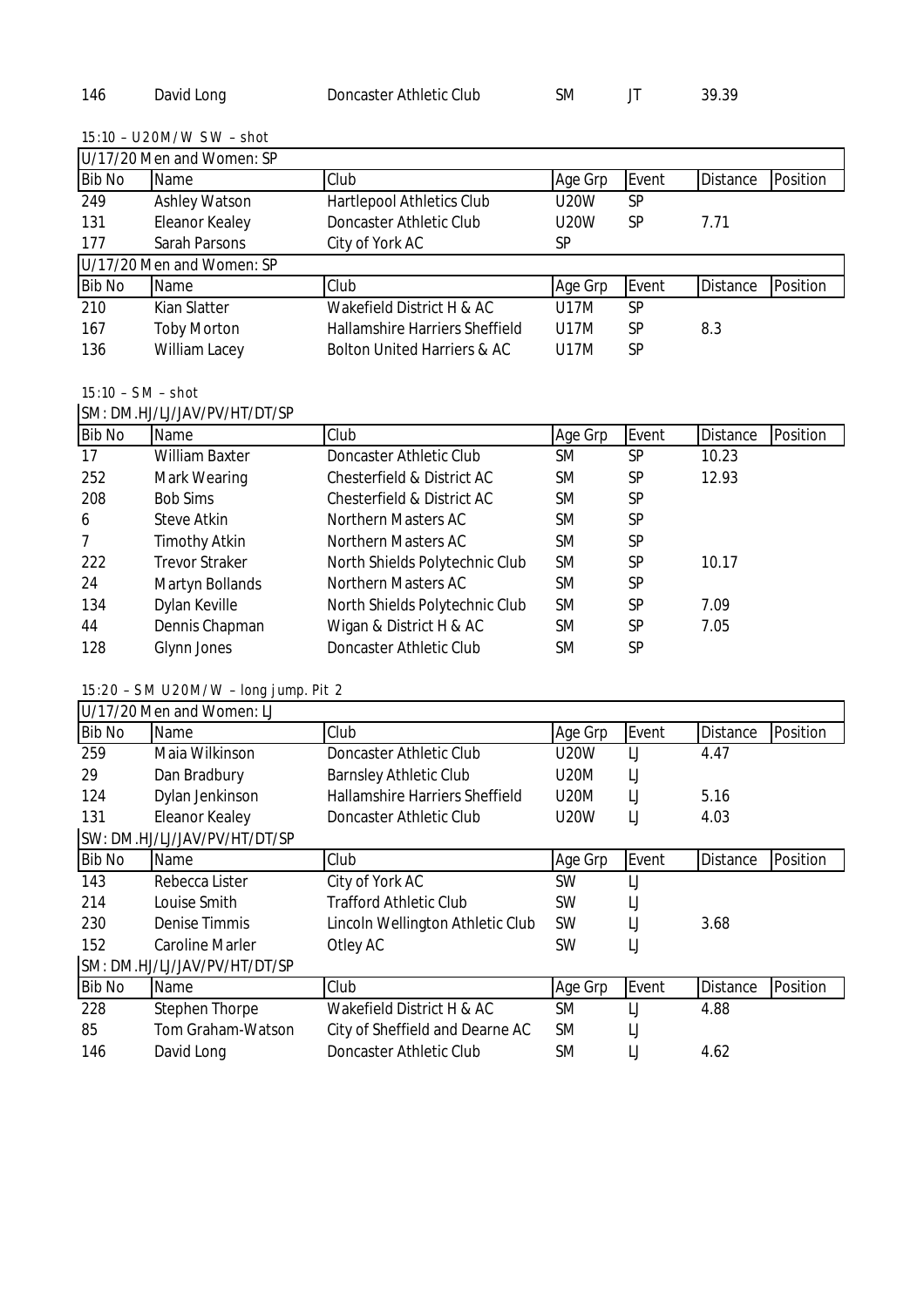| | | | | | | |
|---|---|---|---|---|---|---|
| 146 | David Long | Doncaster Athletic Club | SM | JT | 39.39 | |

15:10 – U20M/W SW – shot

| U/17/20 Men and Women: SP | | | | | | |
|---|---|---|---|---|---|---|
| Bib No | Name | Club | Age Grp | Event | Distance | Position |
| 249 | Ashley Watson | Hartlepool Athletics Club | U20W | SP | | |
| 131 | Eleanor Kealey | Doncaster Athletic Club | U20W | SP | 7.71 | |
| 177 | Sarah Parsons | City of York AC | SP | | | |
| U/17/20 Men and Women: SP | | | | | | |
| Bib No | Name | Club | Age Grp | Event | Distance | Position |
| 210 | Kian Slatter | Wakefield District H & AC | U17M | SP | | |
| 167 | Toby Morton | Hallamshire Harriers Sheffield | U17M | SP | 8.3 | |
| 136 | William Lacey | Bolton United Harriers & AC | U17M | SP | | |

15:10 – SM – shot

| SM: DM.HJ/LJ/JAV/PV/HT/DT/SP | | | | | | |
|---|---|---|---|---|---|---|
| Bib No | Name | Club | Age Grp | Event | Distance | Position |
| 17 | William Baxter | Doncaster Athletic Club | SM | SP | 10.23 | |
| 252 | Mark Wearing | Chesterfield & District AC | SM | SP | 12.93 | |
| 208 | Bob Sims | Chesterfield & District AC | SM | SP | | |
| 6 | Steve Atkin | Northern Masters AC | SM | SP | | |
| 7 | Timothy Atkin | Northern Masters AC | SM | SP | | |
| 222 | Trevor Straker | North Shields Polytechnic Club | SM | SP | 10.17 | |
| 24 | Martyn Bollands | Northern Masters AC | SM | SP | | |
| 134 | Dylan Keville | North Shields Polytechnic Club | SM | SP | 7.09 | |
| 44 | Dennis Chapman | Wigan & District H & AC | SM | SP | 7.05 | |
| 128 | Glynn Jones | Doncaster Athletic Club | SM | SP | | |

15:20 – SM U20M/W – long jump. Pit 2

| U/17/20 Men and Women: LJ | | | | | | |
|---|---|---|---|---|---|---|
| Bib No | Name | Club | Age Grp | Event | Distance | Position |
| 259 | Maia Wilkinson | Doncaster Athletic Club | U20W | LJ | 4.47 | |
| 29 | Dan Bradbury | Barnsley Athletic Club | U20M | LJ | | |
| 124 | Dylan Jenkinson | Hallamshire Harriers Sheffield | U20M | LJ | 5.16 | |
| 131 | Eleanor Kealey | Doncaster Athletic Club | U20W | LJ | 4.03 | |
| SW: DM.HJ/LJ/JAV/PV/HT/DT/SP | | | | | | |
| Bib No | Name | Club | Age Grp | Event | Distance | Position |
| 143 | Rebecca Lister | City of York AC | SW | LJ | | |
| 214 | Louise Smith | Trafford Athletic Club | SW | LJ | | |
| 230 | Denise Timmis | Lincoln Wellington Athletic Club | SW | LJ | 3.68 | |
| 152 | Caroline Marler | Otley AC | SW | LJ | | |
| SM: DM.HJ/LJ/JAV/PV/HT/DT/SP | | | | | | |
| Bib No | Name | Club | Age Grp | Event | Distance | Position |
| 228 | Stephen Thorpe | Wakefield District H & AC | SM | LJ | 4.88 | |
| 85 | Tom Graham-Watson | City of Sheffield and Dearne AC | SM | LJ | | |
| 146 | David Long | Doncaster Athletic Club | SM | LJ | 4.62 | |